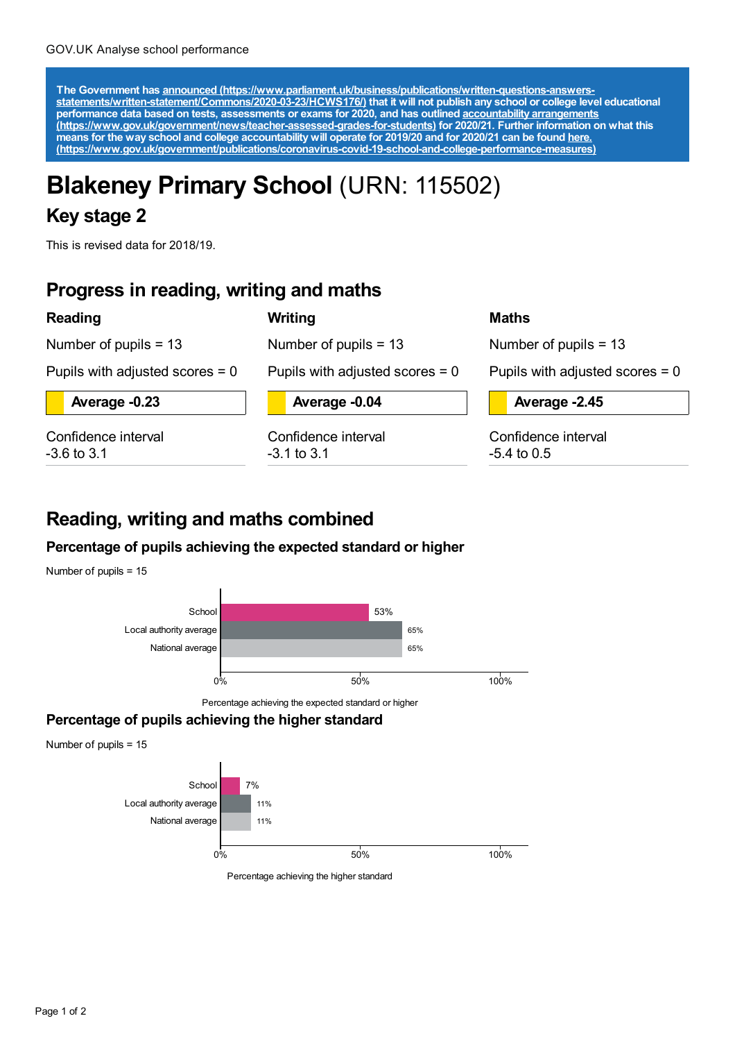The Government has [announced (https://www.parliament.uk/business/publications/written-questions-answers-statements/written-statement/Commons/2020-03-23/HCWS176/)](https://www.parliament.uk/business/publications/written-questions-answers-statements/written-statement/Commons/2020-03-23/HCWS176/) that it will not publish any school or college level educational performance data based on tests, assessments or exams for 2020, and has outlined [accountability arrangements (https://www.gov.uk/government/news/teacher-assessed-grades-for-students)](https://www.gov.uk/government/news/teacher-assessed-grades-for-students) for 2020/21. Further information on what this means for the way school and college accountability will operate for 2019/20 and for 2020/21 can be found [here. (https://www.gov.uk/government/publications/coronavirus-covid-19-school-and-college-performance-measures)](https://www.gov.uk/government/publications/coronavirus-covid-19-school-and-college-performance-measures)

# Blakeney Primary School (URN: 115502)

## Key stage 2

This is revised data for 2018/19.

## Progress in reading, writing and maths

### Reading

Number of pupils = 13

Pupils with adjusted scores = 0

**Average -0.23**

Confidence interval
-3.6 to 3.1

### Writing

Number of pupils = 13

Pupils with adjusted scores = 0

**Average -0.04**

Confidence interval
-3.1 to 3.1

### Maths

Number of pupils = 13

Pupils with adjusted scores = 0

**Average -2.45**

Confidence interval
-5.4 to 0.5

## Reading, writing and maths combined

### Percentage of pupils achieving the expected standard or higher

Number of pupils = 15

| | Percentage achieving the expected standard or higher |
|---|---|
| School | 53% |
| Local authority average | 65% |
| National average | 65% |

### Percentage of pupils achieving the higher standard

Number of pupils = 15

| | Percentage achieving the higher standard |
|---|---|
| School | 7% |
| Local authority average | 11% |
| National average | 11% |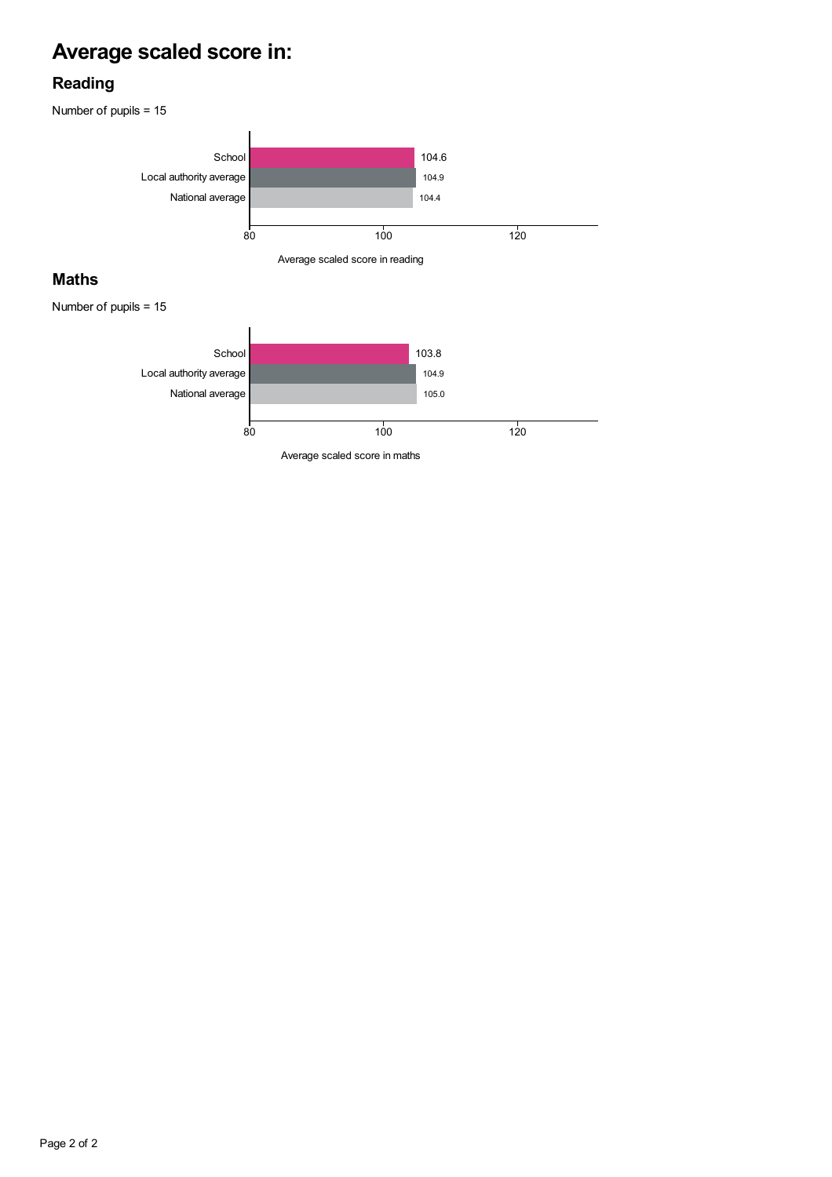# Average scaled score in:

## Reading

Number of pupils = 15

School
Local authority average
National average

104.6
104.9
104.4

80
100
120

Average scaled score in reading

## Maths

Number of pupils = 15

School
Local authority average
National average

103.8
104.9
105.0

80
100
120

Average scaled score in maths